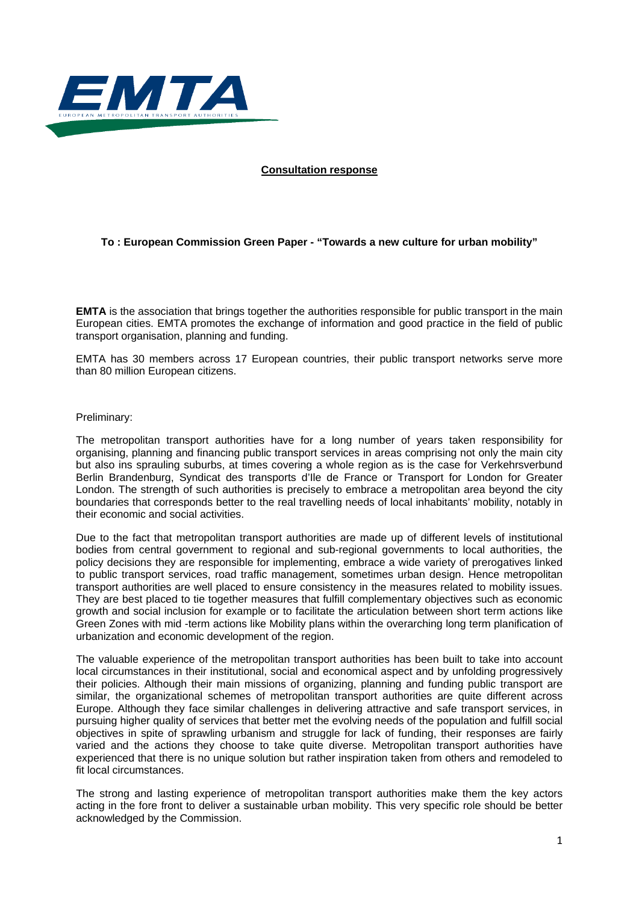EMTA

EUROPEAN METROPOLITAN TRANSPORT AUTHORITIES

**Consultation response**

**To : European Commission Green Paper - "Towards a new culture for urban mobility"**

**EMTA** is the association that brings together the authorities responsible for public transport in the main European cities. EMTA promotes the exchange of information and good practice in the field of public transport organisation, planning and funding.

EMTA has 30 members across 17 European countries, their public transport networks serve more than 80 million European citizens.

Preliminary:

The metropolitan transport authorities have for a long number of years taken responsibility for organising, planning and financing public transport services in areas comprising not only the main city but also ins sprauling suburbs, at times covering a whole region as is the case for Verkehrsverbund Berlin Brandenburg, Syndicat des transports d'Ile de France or Transport for London for Greater London. The strength of such authorities is precisely to embrace a metropolitan area beyond the city boundaries that corresponds better to the real travelling needs of local inhabitants' mobility, notably in their economic and social activities.

Due to the fact that metropolitan transport authorities are made up of different levels of institutional bodies from central government to regional and sub-regional governments to local authorities, the policy decisions they are responsible for implementing, embrace a wide variety of prerogatives linked to public transport services, road traffic management, sometimes urban design. Hence metropolitan transport authorities are well placed to ensure consistency in the measures related to mobility issues. They are best placed to tie together measures that fulfill complementary objectives such as economic growth and social inclusion for example or to facilitate the articulation between short term actions like Green Zones with mid -term actions like Mobility plans within the overarching long term planification of urbanization and economic development of the region.

The valuable experience of the metropolitan transport authorities has been built to take into account local circumstances in their institutional, social and economical aspect and by unfolding progressively their policies. Although their main missions of organizing, planning and funding public transport are similar, the organizational schemes of metropolitan transport authorities are quite different across Europe. Although they face similar challenges in delivering attractive and safe transport services, in pursuing higher quality of services that better met the evolving needs of the population and fulfill social objectives in spite of sprawling urbanism and struggle for lack of funding, their responses are fairly varied and the actions they choose to take quite diverse. Metropolitan transport authorities have experienced that there is no unique solution but rather inspiration taken from others and remodeled to fit local circumstances.

The strong and lasting experience of metropolitan transport authorities make them the key actors acting in the fore front to deliver a sustainable urban mobility. This very specific role should be better acknowledged by the Commission.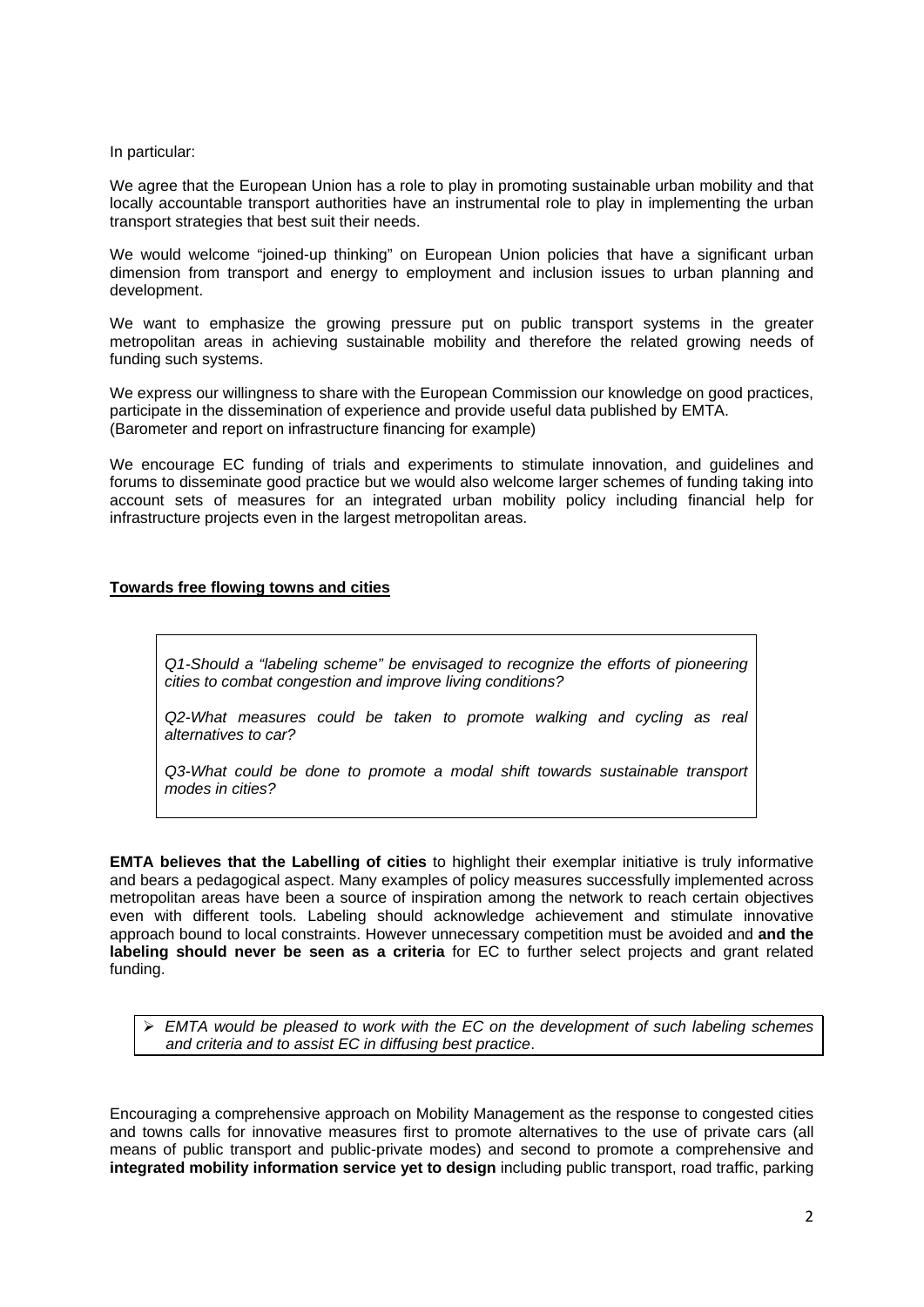In particular:

We agree that the European Union has a role to play in promoting sustainable urban mobility and that locally accountable transport authorities have an instrumental role to play in implementing the urban transport strategies that best suit their needs.

We would welcome "joined-up thinking" on European Union policies that have a significant urban dimension from transport and energy to employment and inclusion issues to urban planning and development.

We want to emphasize the growing pressure put on public transport systems in the greater metropolitan areas in achieving sustainable mobility and therefore the related growing needs of funding such systems.

We express our willingness to share with the European Commission our knowledge on good practices, participate in the dissemination of experience and provide useful data published by EMTA. (Barometer and report on infrastructure financing for example)

We encourage EC funding of trials and experiments to stimulate innovation, and guidelines and forums to disseminate good practice but we would also welcome larger schemes of funding taking into account sets of measures for an integrated urban mobility policy including financial help for infrastructure projects even in the largest metropolitan areas.

## Towards free flowing towns and cities

*Q1-Should a "labeling scheme" be envisaged to recognize the efforts of pioneering cities to combat congestion and improve living conditions?*

*Q2-What measures could be taken to promote walking and cycling as real alternatives to car?*

*Q3-What could be done to promote a modal shift towards sustainable transport modes in cities?*

**EMTA believes that the Labelling of cities** to highlight their exemplar initiative is truly informative and bears a pedagogical aspect. Many examples of policy measures successfully implemented across metropolitan areas have been a source of inspiration among the network to reach certain objectives even with different tools. Labeling should acknowledge achievement and stimulate innovative approach bound to local constraints. However unnecessary competition must be avoided and **and the labeling should never be seen as a criteria** for EC to further select projects and grant related funding.

- *EMTA would be pleased to work with the EC on the development of such labeling schemes and criteria and to assist EC in diffusing best practice*.

Encouraging a comprehensive approach on Mobility Management as the response to congested cities and towns calls for innovative measures first to promote alternatives to the use of private cars (all means of public transport and public-private modes) and second to promote a comprehensive and **integrated mobility information service yet to design** including public transport, road traffic, parking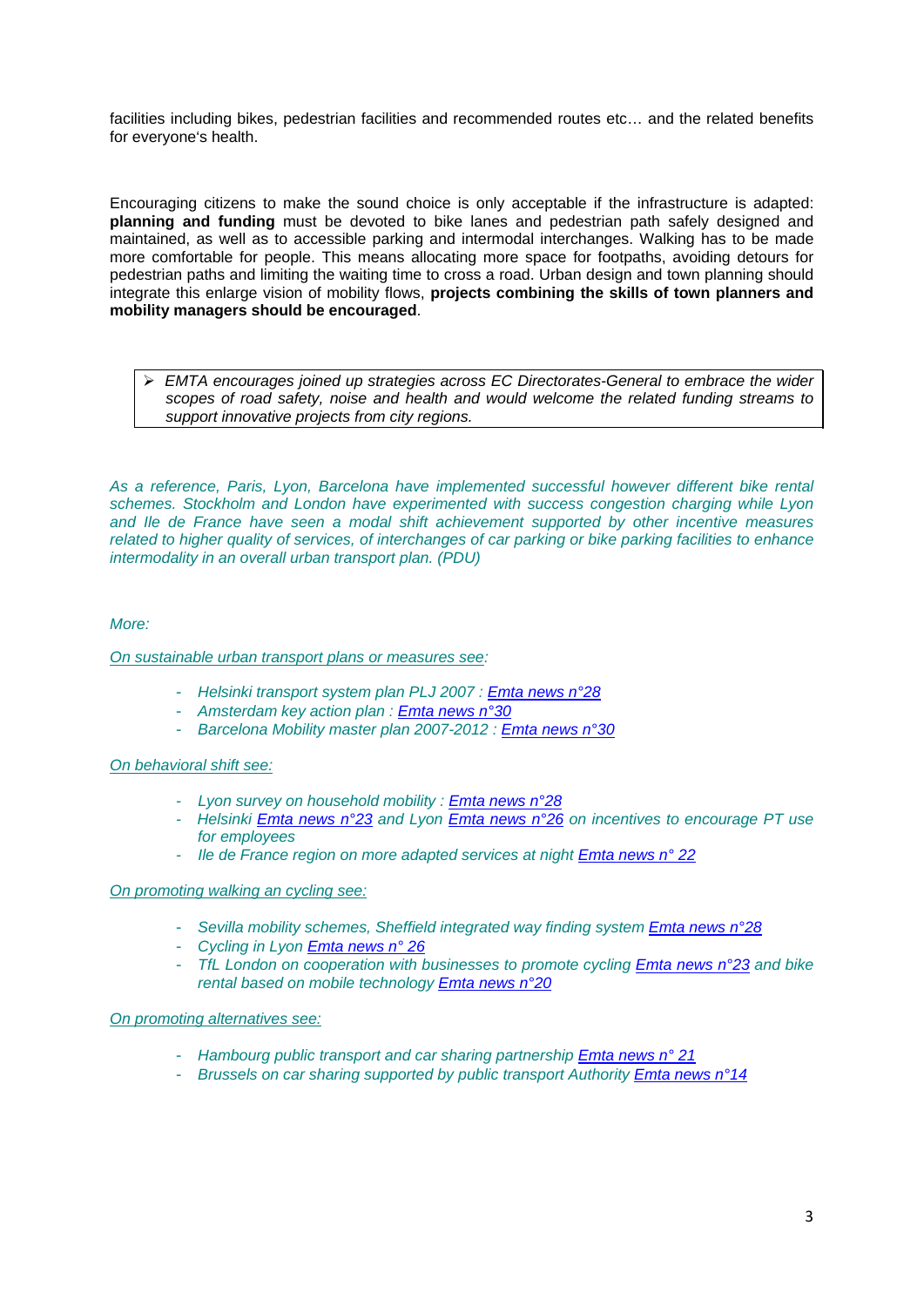facilities including bikes, pedestrian facilities and recommended routes etc… and the related benefits for everyone's health.

Encouraging citizens to make the sound choice is only acceptable if the infrastructure is adapted: **planning and funding** must be devoted to bike lanes and pedestrian path safely designed and maintained, as well as to accessible parking and intermodal interchanges. Walking has to be made more comfortable for people. This means allocating more space for footpaths, avoiding detours for pedestrian paths and limiting the waiting time to cross a road. Urban design and town planning should integrate this enlarge vision of mobility flows, **projects combining the skills of town planners and mobility managers should be encouraged**.

> ➢ *EMTA encourages joined up strategies across EC Directorates-General to embrace the wider scopes of road safety, noise and health and would welcome the related funding streams to support innovative projects from city regions.*

*As a reference, Paris, Lyon, Barcelona have implemented successful however different bike rental schemes. Stockholm and London have experimented with success congestion charging while Lyon and Ile de France have seen a modal shift achievement supported by other incentive measures related to higher quality of services, of interchanges of car parking or bike parking facilities to enhance intermodality in an overall urban transport plan. (PDU)*

*More:*

*On sustainable urban transport plans or measures see:*

- *Helsinki transport system plan PLJ 2007 : Emta news n°28*
- *Amsterdam key action plan : Emta news n°30*
- *Barcelona Mobility master plan 2007-2012 : Emta news n°30*

*On behavioral shift see:*

- *Lyon survey on household mobility : Emta news n°28*
- *Helsinki Emta news n°23 and Lyon Emta news n°26 on incentives to encourage PT use for employees*
- *Ile de France region on more adapted services at night Emta news n° 22*

*On promoting walking an cycling see:*

- *Sevilla mobility schemes, Sheffield integrated way finding system Emta news n°28*
- *Cycling in Lyon Emta news n° 26*
- *TfL London on cooperation with businesses to promote cycling Emta news n°23 and bike rental based on mobile technology Emta news n°20*

*On promoting alternatives see:*

- *Hambourg public transport and car sharing partnership Emta news n° 21*
- *Brussels on car sharing supported by public transport Authority Emta news n°14*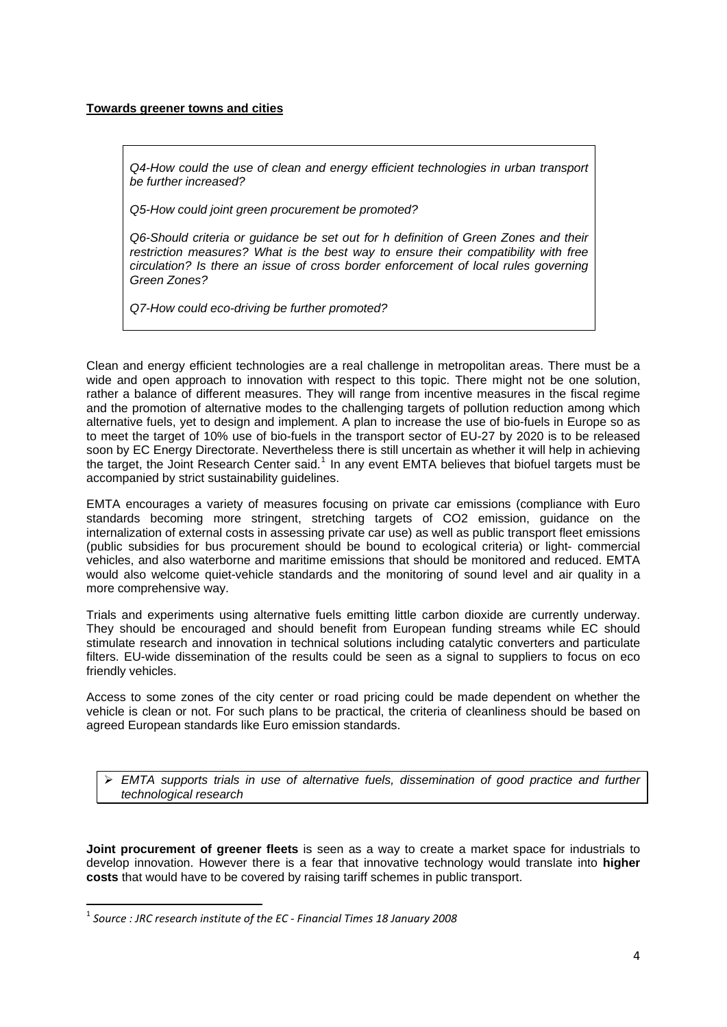**Towards greener towns and cities**

*Q4-How could the use of clean and energy efficient technologies in urban transport be further increased?*

*Q5-How could joint green procurement be promoted?*

*Q6-Should criteria or guidance be set out for h definition of Green Zones and their restriction measures? What is the best way to ensure their compatibility with free circulation? Is there an issue of cross border enforcement of local rules governing Green Zones?*

*Q7-How could eco-driving be further promoted?*

Clean and energy efficient technologies are a real challenge in metropolitan areas. There must be a wide and open approach to innovation with respect to this topic. There might not be one solution, rather a balance of different measures. They will range from incentive measures in the fiscal regime and the promotion of alternative modes to the challenging targets of pollution reduction among which alternative fuels, yet to design and implement. A plan to increase the use of bio-fuels in Europe so as to meet the target of 10% use of bio-fuels in the transport sector of EU-27 by 2020 is to be released soon by EC Energy Directorate. Nevertheless there is still uncertain as whether it will help in achieving the target, the Joint Research Center said.[1] In any event EMTA believes that biofuel targets must be accompanied by strict sustainability guidelines.

EMTA encourages a variety of measures focusing on private car emissions (compliance with Euro standards becoming more stringent, stretching targets of CO2 emission, guidance on the internalization of external costs in assessing private car use) as well as public transport fleet emissions (public subsidies for bus procurement should be bound to ecological criteria) or light- commercial vehicles, and also waterborne and maritime emissions that should be monitored and reduced. EMTA would also welcome quiet-vehicle standards and the monitoring of sound level and air quality in a more comprehensive way.

Trials and experiments using alternative fuels emitting little carbon dioxide are currently underway. They should be encouraged and should benefit from European funding streams while EC should stimulate research and innovation in technical solutions including catalytic converters and particulate filters. EU-wide dissemination of the results could be seen as a signal to suppliers to focus on eco friendly vehicles.

Access to some zones of the city center or road pricing could be made dependent on whether the vehicle is clean or not. For such plans to be practical, the criteria of cleanliness should be based on agreed European standards like Euro emission standards.

- *EMTA supports trials in use of alternative fuels, dissemination of good practice and further technological research*

**Joint procurement of greener fleets** is seen as a way to create a market space for industrials to develop innovation. However there is a fear that innovative technology would translate into **higher costs** that would have to be covered by raising tariff schemes in public transport.

[1] *Source : JRC research institute of the EC - Financial Times 18 January 2008*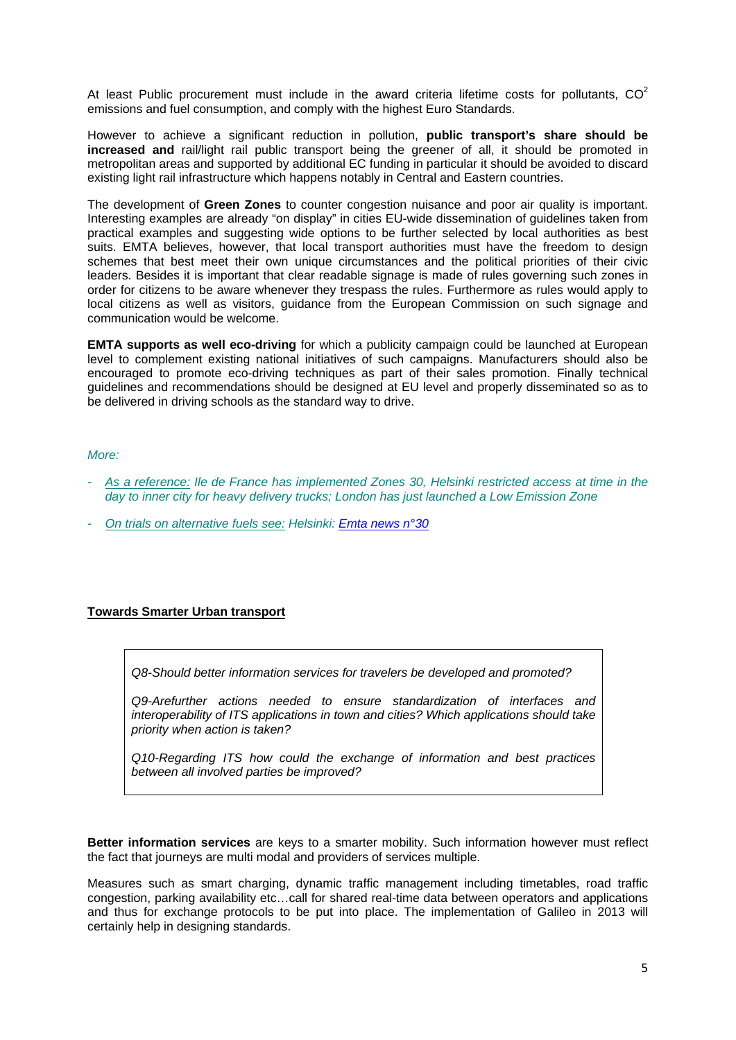At least Public procurement must include in the award criteria lifetime costs for pollutants, $CO^2$ emissions and fuel consumption, and comply with the highest Euro Standards.

However to achieve a significant reduction in pollution, **public transport's share should be increased and** rail/light rail public transport being the greener of all, it should be promoted in metropolitan areas and supported by additional EC funding in particular it should be avoided to discard existing light rail infrastructure which happens notably in Central and Eastern countries.

The development of **Green Zones** to counter congestion nuisance and poor air quality is important. Interesting examples are already "on display" in cities EU-wide dissemination of guidelines taken from practical examples and suggesting wide options to be further selected by local authorities as best suits. EMTA believes, however, that local transport authorities must have the freedom to design schemes that best meet their own unique circumstances and the political priorities of their civic leaders. Besides it is important that clear readable signage is made of rules governing such zones in order for citizens to be aware whenever they trespass the rules. Furthermore as rules would apply to local citizens as well as visitors, guidance from the European Commission on such signage and communication would be welcome.

**EMTA supports as well eco-driving** for which a publicity campaign could be launched at European level to complement existing national initiatives of such campaigns. Manufacturers should also be encouraged to promote eco-driving techniques as part of their sales promotion. Finally technical guidelines and recommendations should be designed at EU level and properly disseminated so as to be delivered in driving schools as the standard way to drive.

*More:*

- *As a reference: Ile de France has implemented Zones 30, Helsinki restricted access at time in the day to inner city for heavy delivery trucks; London has just launched a Low Emission Zone*
- *On trials on alternative fuels see: Helsinki: Emta news n°30*

**Towards Smarter Urban transport**

> *Q8-Should better information services for travelers be developed and promoted?*
>
> *Q9-Arefurther actions needed to ensure standardization of interfaces and interoperability of ITS applications in town and cities? Which applications should take priority when action is taken?*
>
> *Q10-Regarding ITS how could the exchange of information and best practices between all involved parties be improved?*

**Better information services** are keys to a smarter mobility. Such information however must reflect the fact that journeys are multi modal and providers of services multiple.

Measures such as smart charging, dynamic traffic management including timetables, road traffic congestion, parking availability etc…call for shared real-time data between operators and applications and thus for exchange protocols to be put into place. The implementation of Galileo in 2013 will certainly help in designing standards.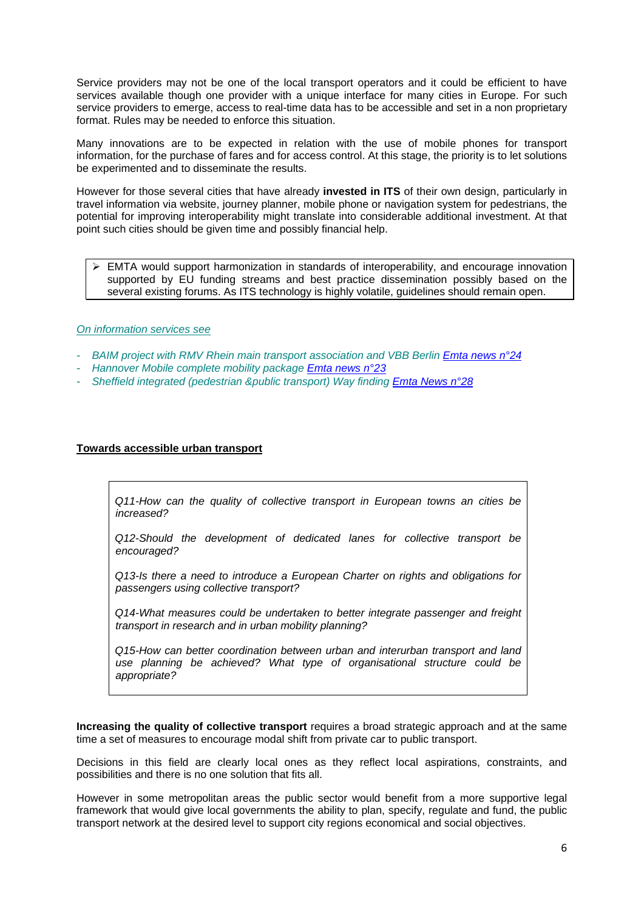Service providers may not be one of the local transport operators and it could be efficient to have services available though one provider with a unique interface for many cities in Europe. For such service providers to emerge, access to real-time data has to be accessible and set in a non proprietary format. Rules may be needed to enforce this situation.

Many innovations are to be expected in relation with the use of mobile phones for transport information, for the purchase of fares and for access control. At this stage, the priority is to let solutions be experimented and to disseminate the results.

However for those several cities that have already **invested in ITS** of their own design, particularly in travel information via website, journey planner, mobile phone or navigation system for pedestrians, the potential for improving interoperability might translate into considerable additional investment. At that point such cities should be given time and possibly financial help.

> ➢ EMTA would support harmonization in standards of interoperability, and encourage innovation supported by EU funding streams and best practice dissemination possibly based on the several existing forums. As ITS technology is highly volatile, guidelines should remain open.

*On information services see*

- *BAIM project with RMV Rhein main transport association and VBB Berlin Emta news n°24*
- *Hannover Mobile complete mobility package Emta news n°23*
- *Sheffield integrated (pedestrian &public transport) Way finding Emta News n°28*

## Towards accessible urban transport

> *Q11-How can the quality of collective transport in European towns an cities be increased?*
>
> *Q12-Should the development of dedicated lanes for collective transport be encouraged?*
>
> *Q13-Is there a need to introduce a European Charter on rights and obligations for passengers using collective transport?*
>
> *Q14-What measures could be undertaken to better integrate passenger and freight transport in research and in urban mobility planning?*
>
> *Q15-How can better coordination between urban and interurban transport and land use planning be achieved? What type of organisational structure could be appropriate?*

**Increasing the quality of collective transport** requires a broad strategic approach and at the same time a set of measures to encourage modal shift from private car to public transport.

Decisions in this field are clearly local ones as they reflect local aspirations, constraints, and possibilities and there is no one solution that fits all.

However in some metropolitan areas the public sector would benefit from a more supportive legal framework that would give local governments the ability to plan, specify, regulate and fund, the public transport network at the desired level to support city regions economical and social objectives.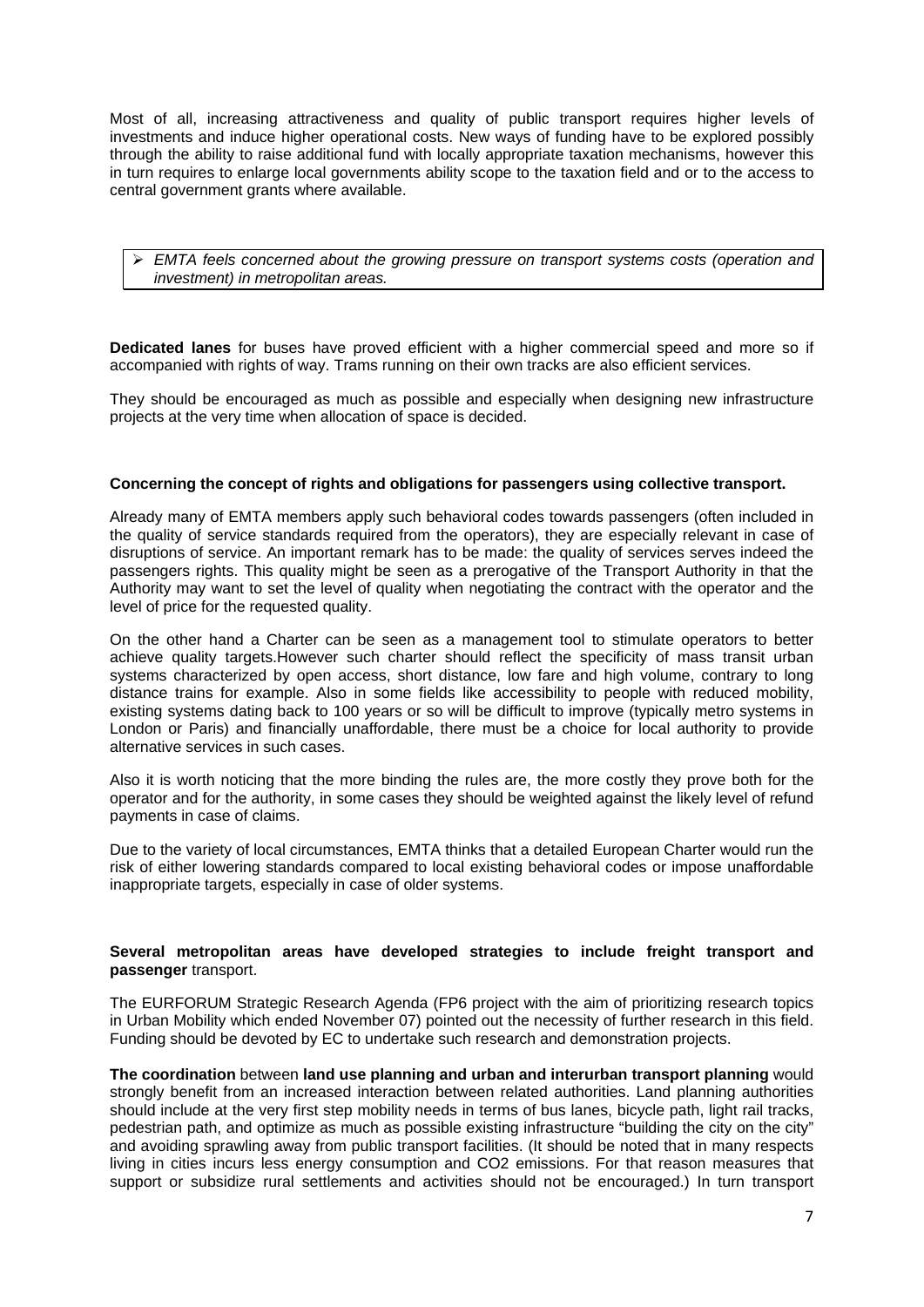Most of all, increasing attractiveness and quality of public transport requires higher levels of investments and induce higher operational costs. New ways of funding have to be explored possibly through the ability to raise additional fund with locally appropriate taxation mechanisms, however this in turn requires to enlarge local governments ability scope to the taxation field and or to the access to central government grants where available.

> - *EMTA feels concerned about the growing pressure on transport systems costs (operation and investment) in metropolitan areas.*

**Dedicated lanes** for buses have proved efficient with a higher commercial speed and more so if accompanied with rights of way. Trams running on their own tracks are also efficient services.

They should be encouraged as much as possible and especially when designing new infrastructure projects at the very time when allocation of space is decided.

**Concerning the concept of rights and obligations for passengers using collective transport.**

Already many of EMTA members apply such behavioral codes towards passengers (often included in the quality of service standards required from the operators), they are especially relevant in case of disruptions of service. An important remark has to be made: the quality of services serves indeed the passengers rights. This quality might be seen as a prerogative of the Transport Authority in that the Authority may want to set the level of quality when negotiating the contract with the operator and the level of price for the requested quality.

On the other hand a Charter can be seen as a management tool to stimulate operators to better achieve quality targets.However such charter should reflect the specificity of mass transit urban systems characterized by open access, short distance, low fare and high volume, contrary to long distance trains for example. Also in some fields like accessibility to people with reduced mobility, existing systems dating back to 100 years or so will be difficult to improve (typically metro systems in London or Paris) and financially unaffordable, there must be a choice for local authority to provide alternative services in such cases.

Also it is worth noticing that the more binding the rules are, the more costly they prove both for the operator and for the authority, in some cases they should be weighted against the likely level of refund payments in case of claims.

Due to the variety of local circumstances, EMTA thinks that a detailed European Charter would run the risk of either lowering standards compared to local existing behavioral codes or impose unaffordable inappropriate targets, especially in case of older systems.

**Several metropolitan areas have developed strategies to include freight transport and passenger** transport.

The EURFORUM Strategic Research Agenda (FP6 project with the aim of prioritizing research topics in Urban Mobility which ended November 07) pointed out the necessity of further research in this field. Funding should be devoted by EC to undertake such research and demonstration projects.

**The coordination** between **land use planning and urban and interurban transport planning** would strongly benefit from an increased interaction between related authorities. Land planning authorities should include at the very first step mobility needs in terms of bus lanes, bicycle path, light rail tracks, pedestrian path, and optimize as much as possible existing infrastructure "building the city on the city" and avoiding sprawling away from public transport facilities. (It should be noted that in many respects living in cities incurs less energy consumption and $CO_2$ emissions. For that reason measures that support or subsidize rural settlements and activities should not be encouraged.) In turn transport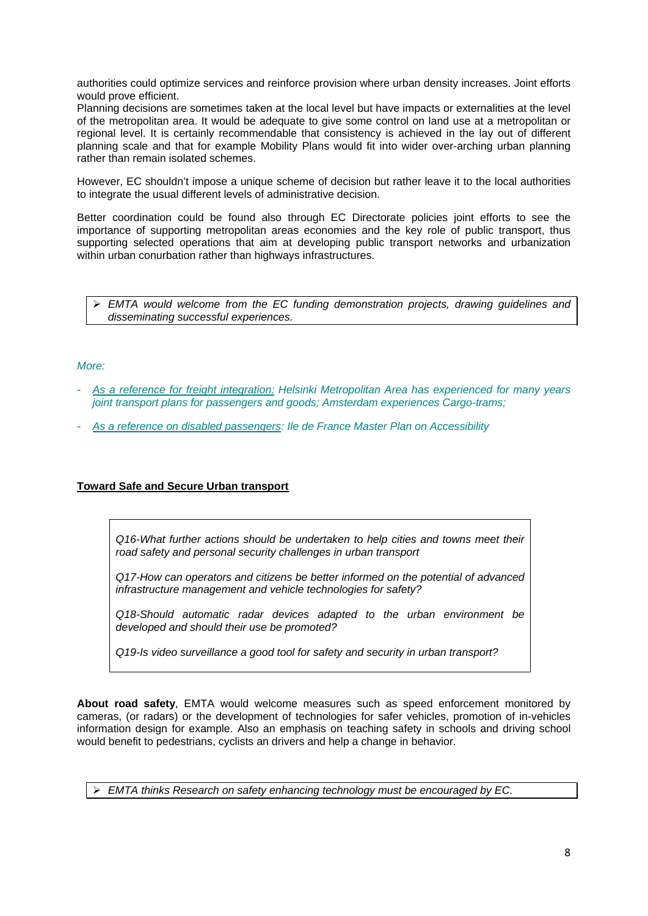authorities could optimize services and reinforce provision where urban density increases. Joint efforts would prove efficient.
Planning decisions are sometimes taken at the local level but have impacts or externalities at the level of the metropolitan area. It would be adequate to give some control on land use at a metropolitan or regional level. It is certainly recommendable that consistency is achieved in the lay out of different planning scale and that for example Mobility Plans would fit into wider over-arching urban planning rather than remain isolated schemes.

However, EC shouldn't impose a unique scheme of decision but rather leave it to the local authorities to integrate the usual different levels of administrative decision.

Better coordination could be found also through EC Directorate policies joint efforts to see the importance of supporting metropolitan areas economies and the key role of public transport, thus supporting selected operations that aim at developing public transport networks and urbanization within urban conurbation rather than highways infrastructures.

> ➢ *EMTA would welcome from the EC funding demonstration projects, drawing guidelines and disseminating successful experiences.*

*More:*

- *As a reference for freight integration: Helsinki Metropolitan Area has experienced for many years joint transport plans for passengers and goods; Amsterdam experiences Cargo-trams;*
- *As a reference on disabled passengers: Ile de France Master Plan on Accessibility*

**Toward Safe and Secure Urban transport**

> *Q16-What further actions should be undertaken to help cities and towns meet their road safety and personal security challenges in urban transport*
>
> *Q17-How can operators and citizens be better informed on the potential of advanced infrastructure management and vehicle technologies for safety?*
>
> *Q18-Should automatic radar devices adapted to the urban environment be developed and should their use be promoted?*
>
> *Q19-Is video surveillance a good tool for safety and security in urban transport?*

**About road safety**, EMTA would welcome measures such as speed enforcement monitored by cameras, (or radars) or the development of technologies for safer vehicles, promotion of in-vehicles information design for example. Also an emphasis on teaching safety in schools and driving school would benefit to pedestrians, cyclists an drivers and help a change in behavior.

> ➢ *EMTA thinks Research on safety enhancing technology must be encouraged by EC.*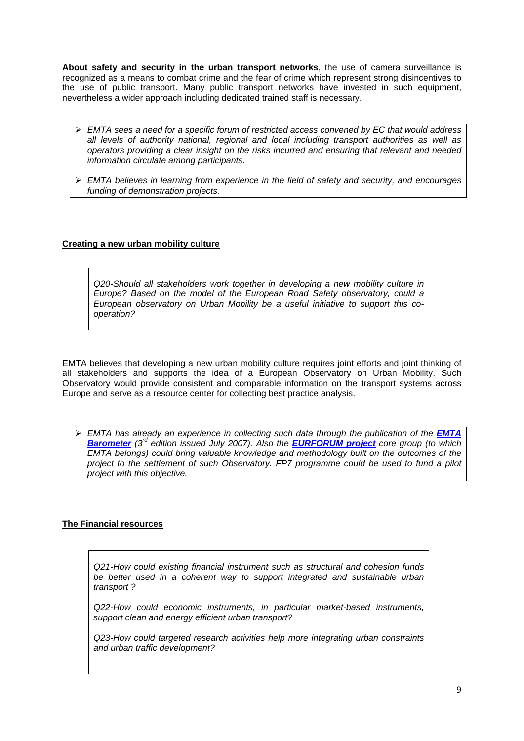**About safety and security in the urban transport networks**, the use of camera surveillance is recognized as a means to combat crime and the fear of crime which represent strong disincentives to the use of public transport. Many public transport networks have invested in such equipment, nevertheless a wider approach including dedicated trained staff is necessary.

- *EMTA sees a need for a specific forum of restricted access convened by EC that would address all levels of authority national, regional and local including transport authorities as well as operators providing a clear insight on the risks incurred and ensuring that relevant and needed information circulate among participants.*
- *EMTA believes in learning from experience in the field of safety and security, and encourages funding of demonstration projects.*

**Creating a new urban mobility culture**

*Q20-Should all stakeholders work together in developing a new mobility culture in Europe? Based on the model of the European Road Safety observatory, could a European observatory on Urban Mobility be a useful initiative to support this co-operation?*

EMTA believes that developing a new urban mobility culture requires joint efforts and joint thinking of all stakeholders and supports the idea of a European Observatory on Urban Mobility. Such Observatory would provide consistent and comparable information on the transport systems across Europe and serve as a resource center for collecting best practice analysis.

- *EMTA has already an experience in collecting such data through the publication of the* ***EMTA Barometer*** *(3rd edition issued July 2007). Also the* ***EURFORUM project*** *core group (to which EMTA belongs) could bring valuable knowledge and methodology built on the outcomes of the project to the settlement of such Observatory. FP7 programme could be used to fund a pilot project with this objective.*

**The Financial resources**

*Q21-How could existing financial instrument such as structural and cohesion funds be better used in a coherent way to support integrated and sustainable urban transport ?*

*Q22-How could economic instruments, in particular market-based instruments, support clean and energy efficient urban transport?*

*Q23-How could targeted research activities help more integrating urban constraints and urban traffic development?*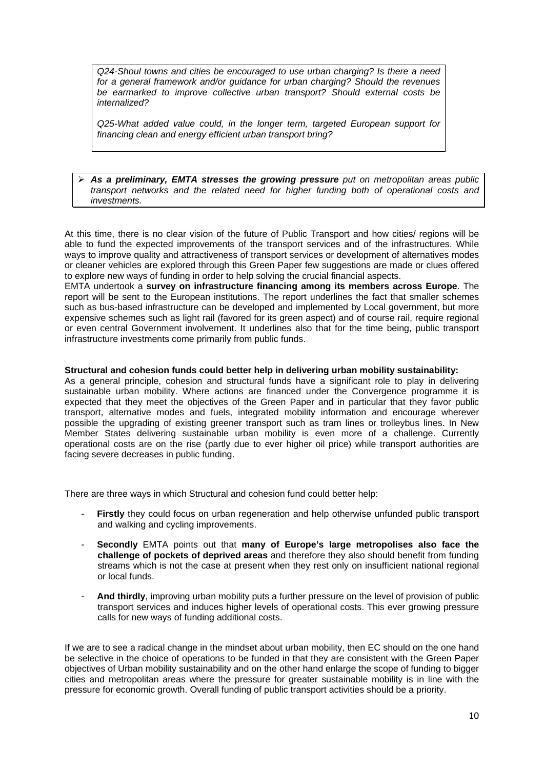*Q24-Shoul towns and cities be encouraged to use urban charging? Is there a need for a general framework and/or guidance for urban charging? Should the revenues be earmarked to improve collective urban transport? Should external costs be internalized?*

*Q25-What added value could, in the longer term, targeted European support for financing clean and energy efficient urban transport bring?*

- ***As a preliminary, EMTA stresses the growing pressure** put on metropolitan areas public transport networks and the related need for higher funding both of operational costs and investments.*

At this time, there is no clear vision of the future of Public Transport and how cities/ regions will be able to fund the expected improvements of the transport services and of the infrastructures. While ways to improve quality and attractiveness of transport services or development of alternatives modes or cleaner vehicles are explored through this Green Paper few suggestions are made or clues offered to explore new ways of funding in order to help solving the crucial financial aspects.

EMTA undertook a **survey on infrastructure financing among its members across Europe**. The report will be sent to the European institutions. The report underlines the fact that smaller schemes such as bus-based infrastructure can be developed and implemented by Local government, but more expensive schemes such as light rail (favored for its green aspect) and of course rail, require regional or even central Government involvement. It underlines also that for the time being, public transport infrastructure investments come primarily from public funds.

**Structural and cohesion funds could better help in delivering urban mobility sustainability:**

As a general principle, cohesion and structural funds have a significant role to play in delivering sustainable urban mobility. Where actions are financed under the Convergence programme it is expected that they meet the objectives of the Green Paper and in particular that they favor public transport, alternative modes and fuels, integrated mobility information and encourage wherever possible the upgrading of existing greener transport such as tram lines or trolleybus lines. In New Member States delivering sustainable urban mobility is even more of a challenge. Currently operational costs are on the rise (partly due to ever higher oil price) while transport authorities are facing severe decreases in public funding.

There are three ways in which Structural and cohesion fund could better help:

- **Firstly** they could focus on urban regeneration and help otherwise unfunded public transport and walking and cycling improvements.
- **Secondly** EMTA points out that **many of Europe's large metropolises also face the challenge of pockets of deprived areas** and therefore they also should benefit from funding streams which is not the case at present when they rest only on insufficient national regional or local funds.
- **And thirdly**, improving urban mobility puts a further pressure on the level of provision of public transport services and induces higher levels of operational costs. This ever growing pressure calls for new ways of funding additional costs.

If we are to see a radical change in the mindset about urban mobility, then EC should on the one hand be selective in the choice of operations to be funded in that they are consistent with the Green Paper objectives of Urban mobility sustainability and on the other hand enlarge the scope of funding to bigger cities and metropolitan areas where the pressure for greater sustainable mobility is in line with the pressure for economic growth. Overall funding of public transport activities should be a priority.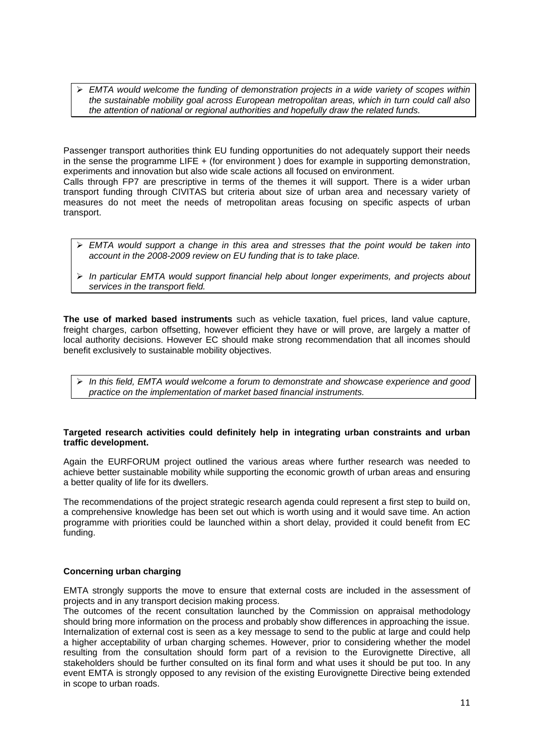> - *EMTA would welcome the funding of demonstration projects in a wide variety of scopes within the sustainable mobility goal across European metropolitan areas, which in turn could call also the attention of national or regional authorities and hopefully draw the related funds.*

Passenger transport authorities think EU funding opportunities do not adequately support their needs in the sense the programme LIFE + (for environment ) does for example in supporting demonstration, experiments and innovation but also wide scale actions all focused on environment.
Calls through FP7 are prescriptive in terms of the themes it will support. There is a wider urban transport funding through CIVITAS but criteria about size of urban area and necessary variety of measures do not meet the needs of metropolitan areas focusing on specific aspects of urban transport.

> - *EMTA would support a change in this area and stresses that the point would be taken into account in the 2008-2009 review on EU funding that is to take place.*
> - *In particular EMTA would support financial help about longer experiments, and projects about services in the transport field.*

**The use of marked based instruments** such as vehicle taxation, fuel prices, land value capture, freight charges, carbon offsetting, however efficient they have or will prove, are largely a matter of local authority decisions. However EC should make strong recommendation that all incomes should benefit exclusively to sustainable mobility objectives.

> - *In this field, EMTA would welcome a forum to demonstrate and showcase experience and good practice on the implementation of market based financial instruments.*

**Targeted research activities could definitely help in integrating urban constraints and urban traffic development.**

Again the EURFORUM project outlined the various areas where further research was needed to achieve better sustainable mobility while supporting the economic growth of urban areas and ensuring a better quality of life for its dwellers.

The recommendations of the project strategic research agenda could represent a first step to build on, a comprehensive knowledge has been set out which is worth using and it would save time. An action programme with priorities could be launched within a short delay, provided it could benefit from EC funding.

**Concerning urban charging**

EMTA strongly supports the move to ensure that external costs are included in the assessment of projects and in any transport decision making process.
The outcomes of the recent consultation launched by the Commission on appraisal methodology should bring more information on the process and probably show differences in approaching the issue. Internalization of external cost is seen as a key message to send to the public at large and could help a higher acceptability of urban charging schemes. However, prior to considering whether the model resulting from the consultation should form part of a revision to the Eurovignette Directive, all stakeholders should be further consulted on its final form and what uses it should be put too. In any event EMTA is strongly opposed to any revision of the existing Eurovignette Directive being extended in scope to urban roads.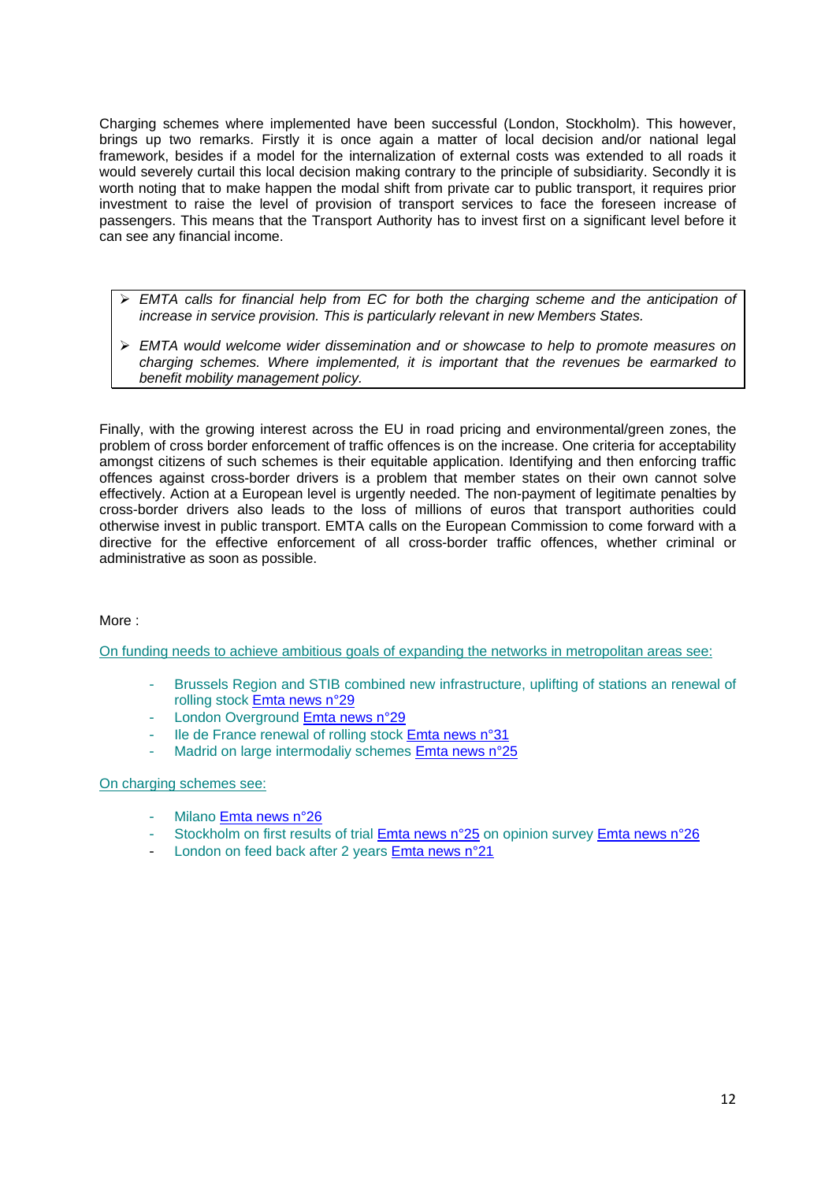Charging schemes where implemented have been successful (London, Stockholm). This however, brings up two remarks. Firstly it is once again a matter of local decision and/or national legal framework, besides if a model for the internalization of external costs was extended to all roads it would severely curtail this local decision making contrary to the principle of subsidiarity. Secondly it is worth noting that to make happen the modal shift from private car to public transport, it requires prior investment to raise the level of provision of transport services to face the foreseen increase of passengers. This means that the Transport Authority has to invest first on a significant level before it can see any financial income.

> - *EMTA calls for financial help from EC for both the charging scheme and the anticipation of increase in service provision. This is particularly relevant in new Members States.*
> - *EMTA would welcome wider dissemination and or showcase to help to promote measures on charging schemes. Where implemented, it is important that the revenues be earmarked to benefit mobility management policy.*

Finally, with the growing interest across the EU in road pricing and environmental/green zones, the problem of cross border enforcement of traffic offences is on the increase. One criteria for acceptability amongst citizens of such schemes is their equitable application. Identifying and then enforcing traffic offences against cross-border drivers is a problem that member states on their own cannot solve effectively. Action at a European level is urgently needed. The non-payment of legitimate penalties by cross-border drivers also leads to the loss of millions of euros that transport authorities could otherwise invest in public transport. EMTA calls on the European Commission to come forward with a directive for the effective enforcement of all cross-border traffic offences, whether criminal or administrative as soon as possible.

More :

On funding needs to achieve ambitious goals of expanding the networks in metropolitan areas see:

- Brussels Region and STIB combined new infrastructure, uplifting of stations an renewal of rolling stock Emta news n°29
- London Overground Emta news n°29
- Ile de France renewal of rolling stock Emta news n°31
- Madrid on large intermodaliy schemes Emta news n°25

On charging schemes see:

- Milano Emta news n°26
- Stockholm on first results of trial Emta news n°25 on opinion survey Emta news n°26
- London on feed back after 2 years Emta news n°21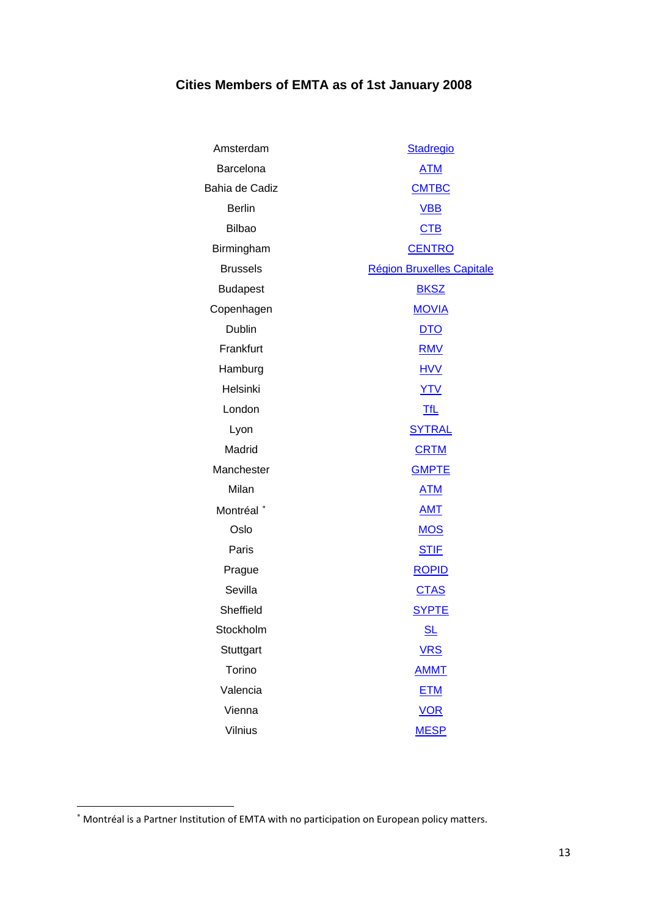## Cities Members of EMTA as of 1st January 2008

| | |
|---|---|
| Amsterdam | Stadregio |
| Barcelona | ATM |
| Bahia de Cadiz | CMTBC |
| Berlin | VBB |
| Bilbao | CTB |
| Birmingham | CENTRO |
| Brussels | Région Bruxelles Capitale |
| Budapest | BKSZ |
| Copenhagen | MOVIA |
| Dublin | DTO |
| Frankfurt | RMV |
| Hamburg | HVV |
| Helsinki | YTV |
| London | TfL |
| Lyon | SYTRAL |
| Madrid | CRTM |
| Manchester | GMPTE |
| Milan | ATM |
| Montréal * | AMT |
| Oslo | MOS |
| Paris | STIF |
| Prague | ROPID |
| Sevilla | CTAS |
| Sheffield | SYPTE |
| Stockholm | SL |
| Stuttgart | VRS |
| Torino | AMMT |
| Valencia | ETM |
| Vienna | VOR |
| Vilnius | MESP |

* Montréal is a Partner Institution of EMTA with no participation on European policy matters.